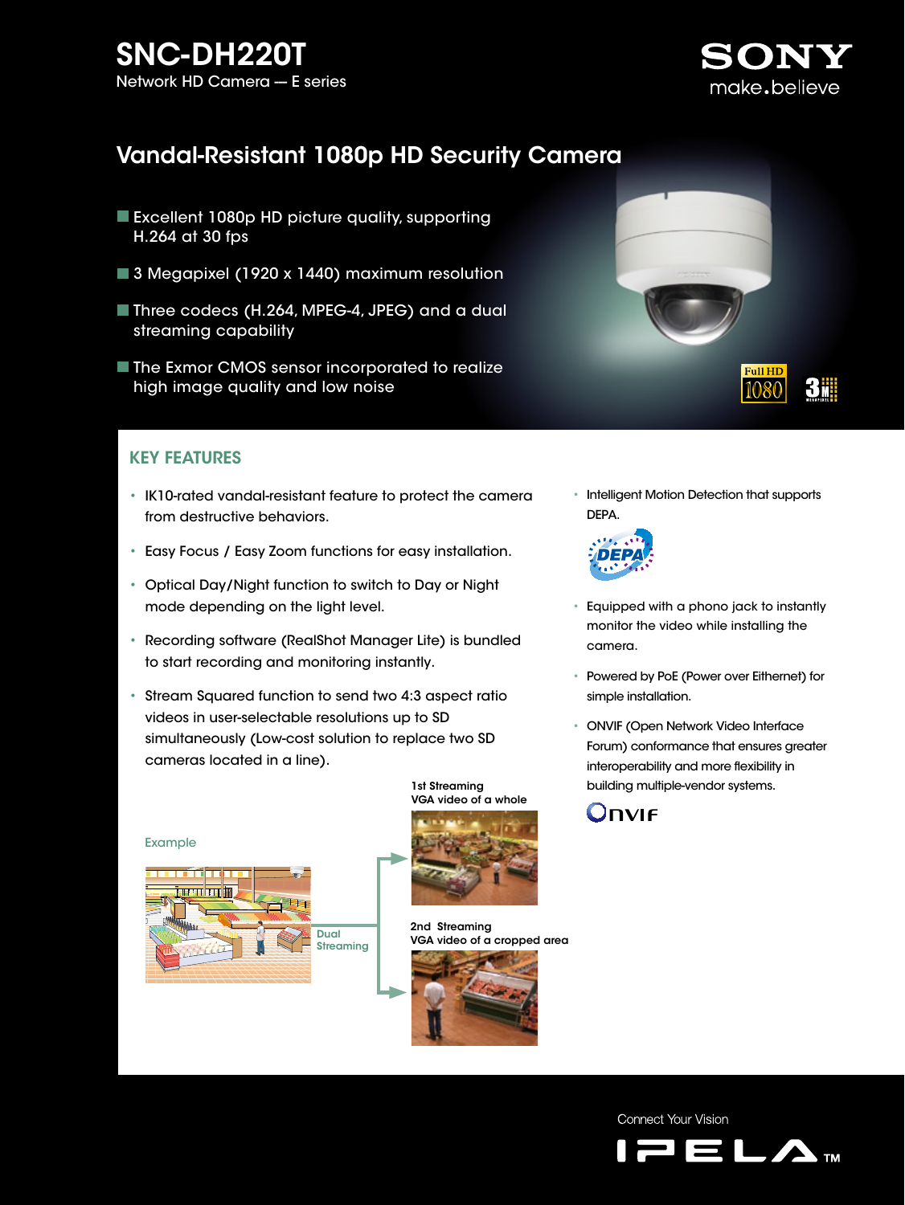# SNC-DH220T

Network HD Camera — E series

SONY make.believe

## Vandal-Resistant 1080p HD Security Camera

- Excellent 1080p HD picture quality, supporting H.264 at 30 fps
- 3 Megapixel (1920 x 1440) maximum resolution
- Three codecs (H.264, MPEG-4, JPEG) and a dual streaming capability
- The Exmor CMOS sensor incorporated to realize high image quality and low noise

## KEY FEATURES

- IK10-rated vandal-resistant feature to protect the camera from destructive behaviors.
- Easy Focus / Easy Zoom functions for easy installation.
- Optical Day/Night function to switch to Day or Night mode depending on the light level.
- Recording software (RealShot Manager Lite) is bundled to start recording and monitoring instantly.
- Stream Squared function to send two 4:3 aspect ratio videos in user-selectable resolutions up to SD simultaneously (Low-cost solution to replace two SD cameras located in a line).

Example

Dual Streaming

1st Streaming
VGA video of a whole

2nd Streaming
VGA video of a cropped area

- Intelligent Motion Detection that supports DEPA.
- Equipped with a phono jack to instantly monitor the video while installing the camera.
- Powered by PoE (Power over Eithernet) for simple installation.
- ONVIF (Open Network Video Interface Forum) conformance that ensures greater interoperability and more flexibility in building multiple-vendor systems.

Connect Your Vision

IPELA™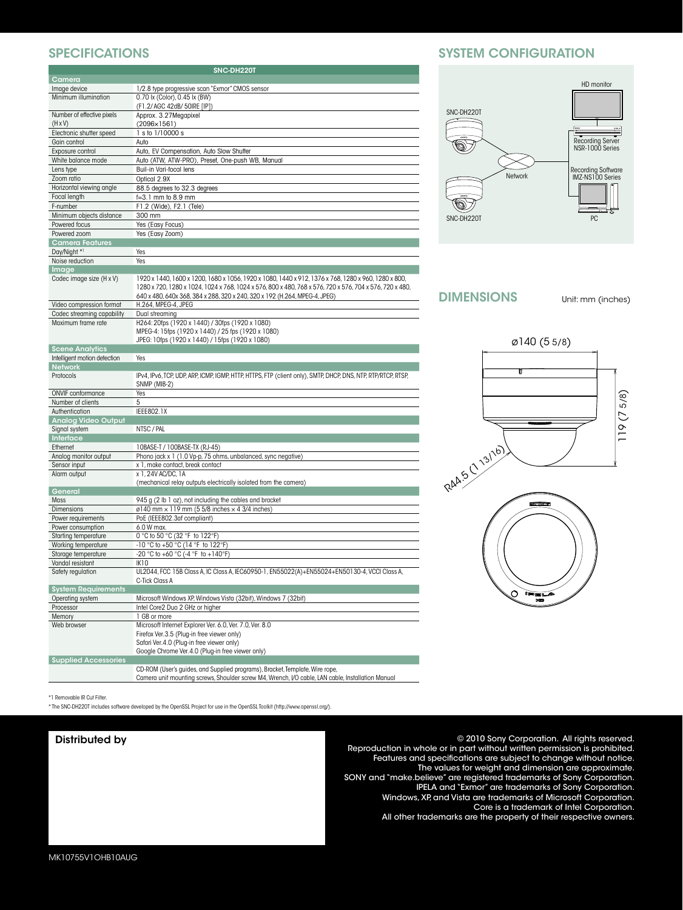## SPECIFICATIONS

| | SNC-DH220T |
|---|---|
| **Camera** | |
| Image device | 1/2.8 type progressive scan "Exmor" CMOS sensor |
| Minimum illumination | 0.70 lx (Color), 0.45 lx (BW) (F1.2/ AGC 42dB/ 50IRE [IP]) |
| Number of effective pixels (H x V) | Approx. 3.27Megapixel (2096×1561) |
| Electronic shutter speed | 1 s to 1/10000 s |
| Gain control | Auto |
| Exposure control | Auto, EV Compensation, Auto Slow Shutter |
| White balance mode | Auto (ATW, ATW-PRO), Preset, One-push WB, Manual |
| Lens type | Buil-in Vari-focal lens |
| Zoom ratio | Optical 2.9X |
| Horizontal viewing angle | 88.5 degrees to 32.3 degrees |
| Focal length | f=3.1 mm to 8.9 mm |
| F-number | F1.2 (Wide), F2.1 (Tele) |
| Minimum objects distance | 300 mm |
| Powered focus | Yes (Easy Focus) |
| Powered zoom | Yes (Easy Zoom) |
| **Camera Features** | |
| Day/Night *1 | Yes |
| Noise reduction | Yes |
| **Image** | |
| Codec image size (H x V) | 1920 x 1440, 1600 x 1200, 1680 x 1056, 1920 x 1080, 1440 x 912, 1376 x 768, 1280 x 960, 1280 x 800, 1280 x 720, 1280 x 1024, 1024 x 768, 1024 x 576, 800 x 480, 768 x 576, 720 x 576, 704 x 576, 720 x 480, 640 x 480, 640x 368, 384 x 288, 320 x 240, 320 x 192 (H.264, MPEG-4, JPEG) |
| Video compression format | H.264, MPEG-4, JPEG |
| Codec streaming capability | Dual streaming |
| Maximum frame rate | H264: 20fps (1920 x 1440) / 30fps (1920 x 1080)<br>MPEG-4: 15fps (1920 x 1440) / 25 fps (1920 x 1080)<br>JPEG: 10fps (1920 x 1440) / 15fps (1920 x 1080) |
| **Scene Analytics** | |
| Intelligent motion detection | Yes |
| **Network** | |
| Protocols | IPv4, IPv6, TCP, UDP, ARP, ICMP, IGMP, HTTP, HTTPS, FTP (client only), SMTP, DHCP, DNS, NTP, RTP/RTCP, RTSP, SNMP (MIB-2) |
| ONVIF conformance | Yes |
| Number of clients | 5 |
| Authentication | IEEE802.1X |
| **Analog Video Output** | |
| Signal system | NTSC / PAL |
| **Interface** | |
| Ethernet | 10BASE-T / 100BASE-TX (RJ-45) |
| Analog monitor output | Phono jack x 1 (1.0 Vp-p, 75 ohms, unbalanced, sync negative) |
| Sensor input | x 1, make contact, break contact |
| Alarm output | x 1, 24V AC/DC, 1A (mechanical relay outputs electrically isolated from the camera) |
| **General** | |
| Mass | 945 g (2 lb 1 oz), not including the cables and bracket |
| Dimensions | ø140 mm × 119 mm (5 5/8 inches × 4 3/4 inches) |
| Power requirements | PoE (IEEE802.3af compliant) |
| Power consumption | 6.0 W max. |
| Starting temperature | 0 °C to 50 °C (32 °F to 122°F) |
| Working temperature | -10 °C to +50 °C (14 °F to 122°F) |
| Storage temperature | -20 °C to +60 °C (-4 °F to +140°F) |
| Vandal resistant | IK10 |
| Safety regulation | UL2044, FCC 15B Class A, IC Class A, IEC60950-1, EN55022(A)+EN55024+EN50130-4, VCCI Class A, C-Tick Class A |
| **System Requirements** | |
| Operating system | Microsoft Windows XP, Windows Vista (32bit), Windows 7 (32bit) |
| Processor | Intel Core2 Duo 2 GHz or higher |
| Memory | 1 GB or more |
| Web browser | Microsoft Internet Explorer Ver. 6.0, Ver. 7.0, Ver. 8.0<br>Firefox Ver.3.5 (Plug-in free viewer only)<br>Safari Ver.4.0 (Plug-in free viewer only)<br>Google Chrome Ver.4.0 (Plug-in free viewer only) |
| **Supplied Accessories** | |
| | CD-ROM (User's guides, and Supplied programs), Bracket, Template, Wire rope, Camera unit mounting screws, Shoulder screw M4, Wrench, I/O cable, LAN cable, Installation Manual |

*1 Removable IR Cut Filter.

* The SNC-DH220T includes software developed by the OpenSSL Project for use in the OpenSSL Toolkit (http://www.openssl.org/).

## SYSTEM CONFIGURATION

SNC-DH220T

SNC-DH220T

Network

HD monitor

Recording Server NSR-1000 Series

Recording Software IMZ-NS100 Series

PC

## DIMENSIONS

Unit: mm (inches)

ø140 (5 5/8)

119 (7 5/8)

R44.5 (1 13/16)

Distributed by

© 2010 Sony Corporation. All rights reserved.
Reproduction in whole or in part without written permission is prohibited.
Features and specifications are subject to change without notice.
The values for weight and dimension are approximate.
SONY and "make.believe" are registered trademarks of Sony Corporation.
IPELA and "Exmor" are trademarks of Sony Corporation.
Windows, XP, and Vista are trademarks of Microsoft Corporation.
Core is a trademark of Intel Corporation.
All other trademarks are the property of their respective owners.

MK10755V1OHB10AUG